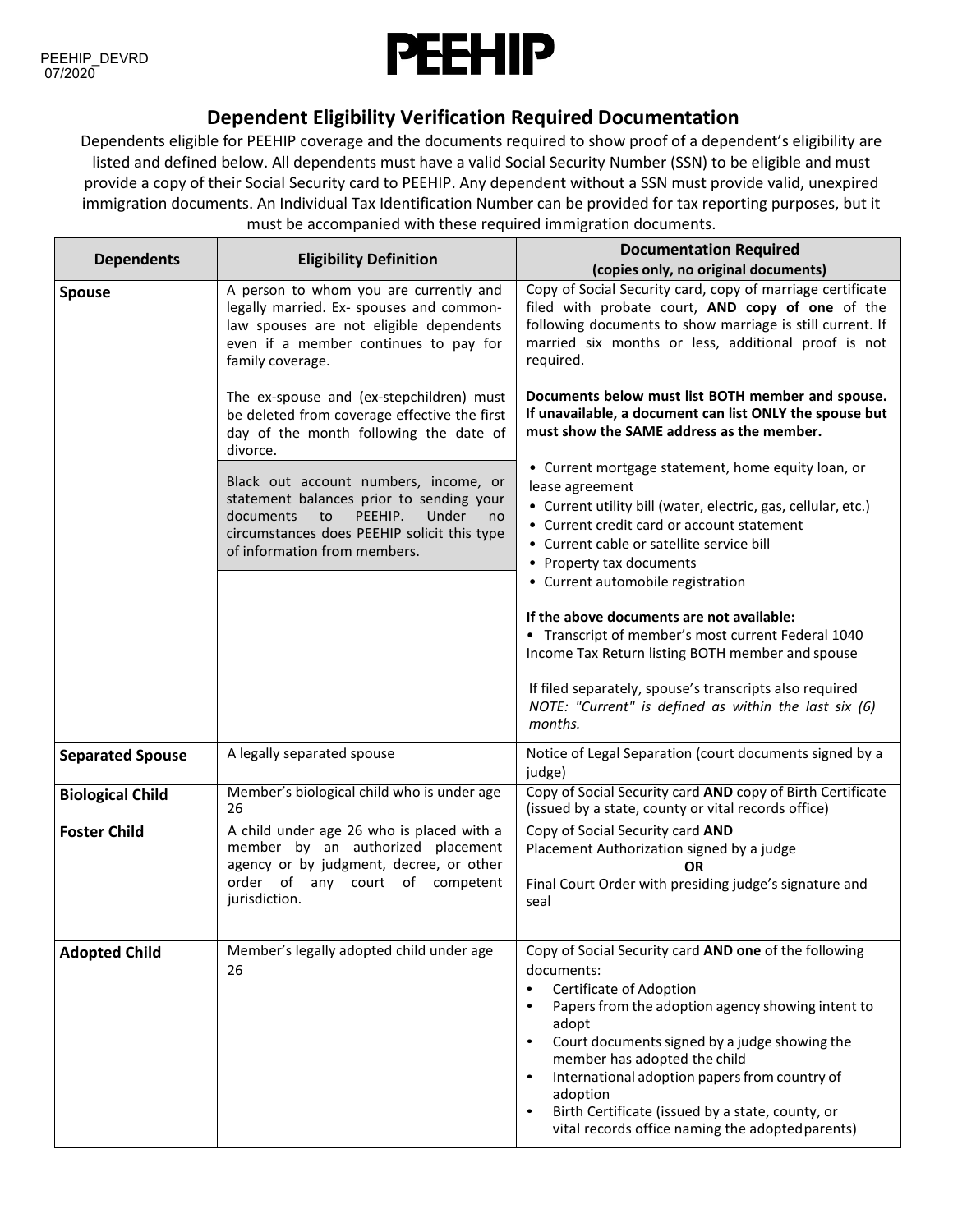PEEHIP_DEVRD
07/2020

# PEEHIP

## Dependent Eligibility Verification Required Documentation

Dependents eligible for PEEHIP coverage and the documents required to show proof of a dependent's eligibility are listed and defined below. All dependents must have a valid Social Security Number (SSN) to be eligible and must provide a copy of their Social Security card to PEEHIP. Any dependent without a SSN must provide valid, unexpired immigration documents. An Individual Tax Identification Number can be provided for tax reporting purposes, but it must be accompanied with these required immigration documents.

| Dependents | Eligibility Definition | Documentation Required (copies only, no original documents) |
|---|---|---|
| **Spouse** | A person to whom you are currently and legally married. Ex- spouses and common-law spouses are not eligible dependents even if a member continues to pay for family coverage.<br><br>The ex-spouse and (ex-stepchildren) must be deleted from coverage effective the first day of the month following the date of divorce.<br><br>Black out account numbers, income, or statement balances prior to sending your documents to PEEHIP. Under no circumstances does PEEHIP solicit this type of information from members. | Copy of Social Security card, copy of marriage certificate filed with probate court, **AND copy of <u>one</u>** of the following documents to show marriage is still current. If married six months or less, additional proof is not required.<br><br>**Documents below must list BOTH member and spouse. If unavailable, a document can list ONLY the spouse but must show the SAME address as the member.**<br><br>• Current mortgage statement, home equity loan, or lease agreement<br>• Current utility bill (water, electric, gas, cellular, etc.)<br>• Current credit card or account statement<br>• Current cable or satellite service bill<br>• Property tax documents<br>• Current automobile registration<br><br>**If the above documents are not available:**<br>• Transcript of member's most current Federal 1040 Income Tax Return listing BOTH member and spouse<br><br>If filed separately, spouse's transcripts also required<br>*NOTE: "Current" is defined as within the last six (6) months.* |
| **Separated Spouse** | A legally separated spouse | Notice of Legal Separation (court documents signed by a judge) |
| **Biological Child** | Member's biological child who is under age 26 | Copy of Social Security card **AND** copy of Birth Certificate (issued by a state, county or vital records office) |
| **Foster Child** | A child under age 26 who is placed with a member by an authorized placement agency or by judgment, decree, or other order of any court of competent jurisdiction. | Copy of Social Security card **AND**<br>Placement Authorization signed by a judge<br>**OR**<br>Final Court Order with presiding judge's signature and seal |
| **Adopted Child** | Member's legally adopted child under age 26 | Copy of Social Security card **AND one** of the following documents:<br>• Certificate of Adoption<br>• Papers from the adoption agency showing intent to adopt<br>• Court documents signed by a judge showing the member has adopted the child<br>• International adoption papers from country of adoption<br>• Birth Certificate (issued by a state, county, or vital records office naming the adopted parents) |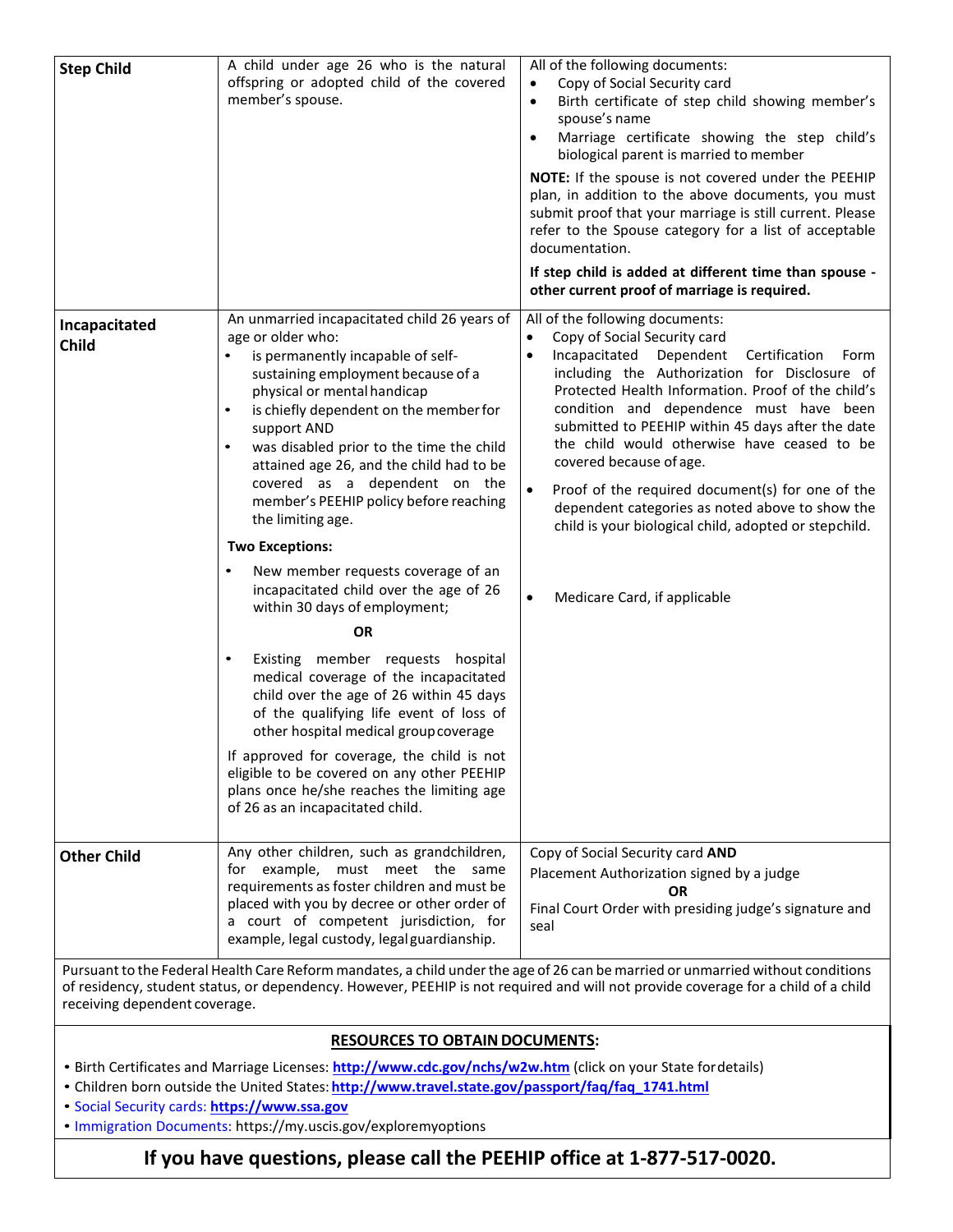| | | |
|---|---|---|
| **Step Child** | A child under age 26 who is the natural offspring or adopted child of the covered member's spouse. | All of the following documents:<br>• Copy of Social Security card<br>• Birth certificate of step child showing member's spouse's name<br>• Marriage certificate showing the step child's biological parent is married to member<br><br>**NOTE:** If the spouse is not covered under the PEEHIP plan, in addition to the above documents, you must submit proof that your marriage is still current. Please refer to the Spouse category for a list of acceptable documentation.<br><br>**If step child is added at different time than spouse - other current proof of marriage is required.** |
| **Incapacitated Child** | An unmarried incapacitated child 26 years of age or older who:<br>• is permanently incapable of self-sustaining employment because of a physical or mental handicap<br>• is chiefly dependent on the member for support AND<br>• was disabled prior to the time the child attained age 26, and the child had to be covered as a dependent on the member's PEEHIP policy before reaching the limiting age.<br><br>**Two Exceptions:**<br>• New member requests coverage of an incapacitated child over the age of 26 within 30 days of employment;<br>**OR**<br>• Existing member requests hospital medical coverage of the incapacitated child over the age of 26 within 45 days of the qualifying life event of loss of other hospital medical group coverage<br><br>If approved for coverage, the child is not eligible to be covered on any other PEEHIP plans once he/she reaches the limiting age of 26 as an incapacitated child. | All of the following documents:<br>• Copy of Social Security card<br>• Incapacitated Dependent Certification Form including the Authorization for Disclosure of Protected Health Information. Proof of the child's condition and dependence must have been submitted to PEEHIP within 45 days after the date the child would otherwise have ceased to be covered because of age.<br>• Proof of the required document(s) for one of the dependent categories as noted above to show the child is your biological child, adopted or stepchild.<br><br>• Medicare Card, if applicable |
| **Other Child** | Any other children, such as grandchildren, for example, must meet the same requirements as foster children and must be placed with you by decree or other order of a court of competent jurisdiction, for example, legal custody, legal guardianship. | Copy of Social Security card **AND**<br>Placement Authorization signed by a judge<br>**OR**<br>Final Court Order with presiding judge's signature and seal |

Pursuant to the Federal Health Care Reform mandates, a child under the age of 26 can be married or unmarried without conditions of residency, student status, or dependency. However, PEEHIP is not required and will not provide coverage for a child of a child receiving dependent coverage.

**RESOURCES TO OBTAIN DOCUMENTS:**

- Birth Certificates and Marriage Licenses: **http://www.cdc.gov/nchs/w2w.htm** (click on your State for details)
- Children born outside the United States: **http://www.travel.state.gov/passport/faq/faq_1741.html**
- Social Security cards: **https://www.ssa.gov**
- Immigration Documents: https://my.uscis.gov/exploremyoptions

## If you have questions, please call the PEEHIP office at 1-877-517-0020.